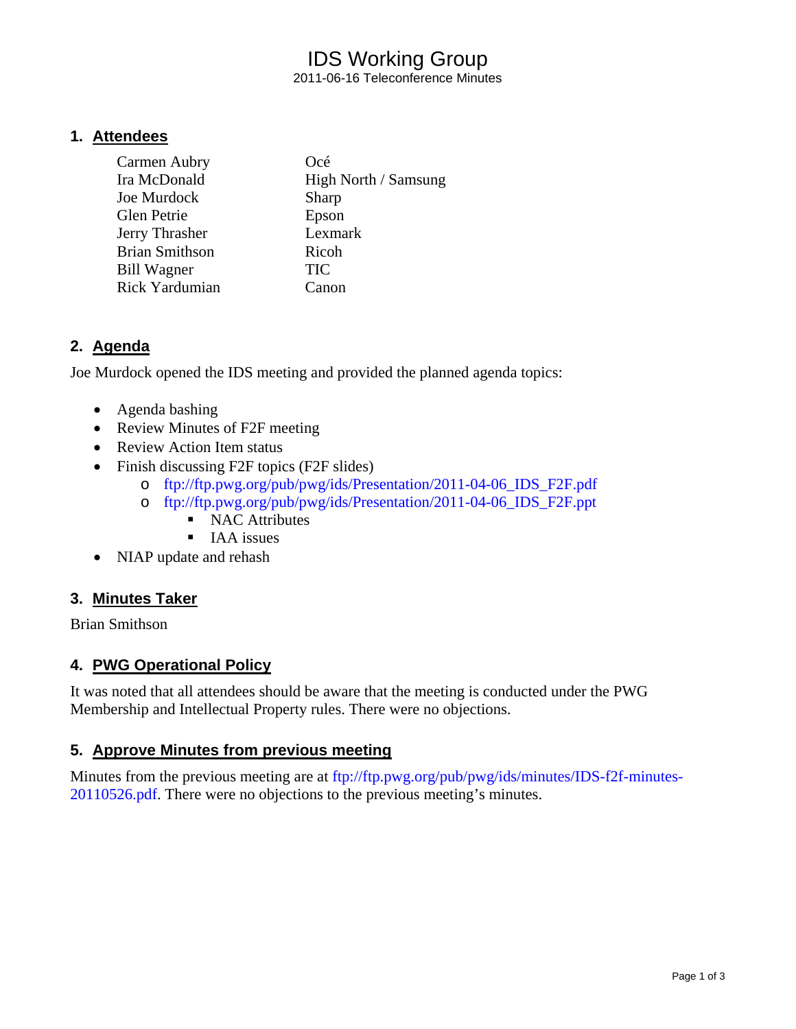# IDS Working Group

2011-06-16 Teleconference Minutes

## 1. Attendees

| | |
|---|---|
| Carmen Aubry | Océ |
| Ira McDonald | High North / Samsung |
| Joe Murdock | Sharp |
| Glen Petrie | Epson |
| Jerry Thrasher | Lexmark |
| Brian Smithson | Ricoh |
| Bill Wagner | TIC |
| Rick Yardumian | Canon |

## 2. Agenda

Joe Murdock opened the IDS meeting and provided the planned agenda topics:

- Agenda bashing
- Review Minutes of F2F meeting
- Review Action Item status
- Finish discussing F2F topics (F2F slides)
  - ftp://ftp.pwg.org/pub/pwg/ids/Presentation/2011-04-06_IDS_F2F.pdf
  - ftp://ftp.pwg.org/pub/pwg/ids/Presentation/2011-04-06_IDS_F2F.ppt
    - NAC Attributes
    - IAA issues
- NIAP update and rehash

## 3. Minutes Taker

Brian Smithson

## 4. PWG Operational Policy

It was noted that all attendees should be aware that the meeting is conducted under the PWG Membership and Intellectual Property rules. There were no objections.

## 5. Approve Minutes from previous meeting

Minutes from the previous meeting are at ftp://ftp.pwg.org/pub/pwg/ids/minutes/IDS-f2f-minutes-20110526.pdf. There were no objections to the previous meeting's minutes.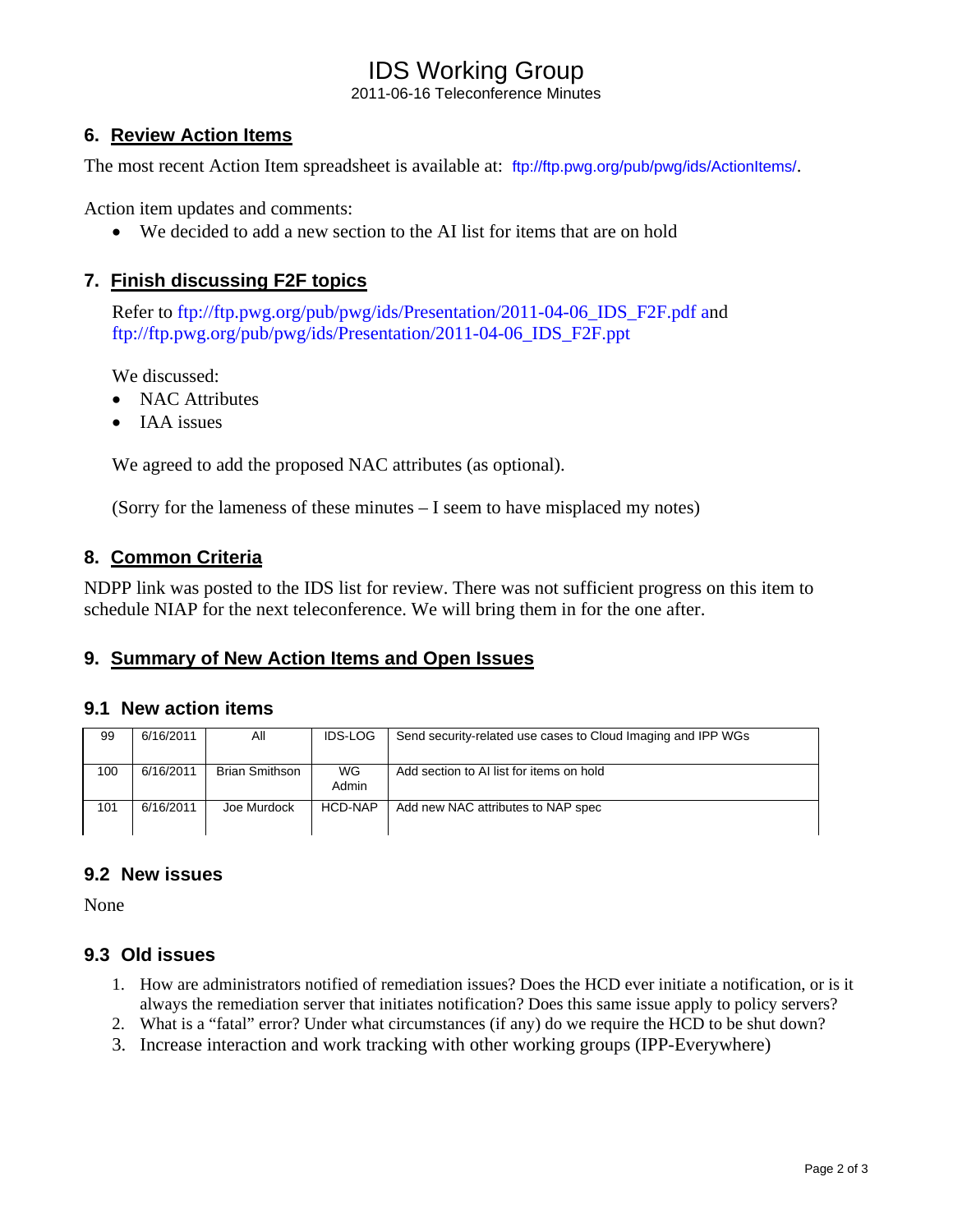# IDS Working Group

2011-06-16 Teleconference Minutes

## 6. Review Action Items

The most recent Action Item spreadsheet is available at: ftp://ftp.pwg.org/pub/pwg/ids/ActionItems/.

Action item updates and comments:

- We decided to add a new section to the AI list for items that are on hold

## 7. Finish discussing F2F topics

Refer to ftp://ftp.pwg.org/pub/pwg/ids/Presentation/2011-04-06_IDS_F2F.pdf and ftp://ftp.pwg.org/pub/pwg/ids/Presentation/2011-04-06_IDS_F2F.ppt

We discussed:

- NAC Attributes
- IAA issues

We agreed to add the proposed NAC attributes (as optional).

(Sorry for the lameness of these minutes – I seem to have misplaced my notes)

## 8. Common Criteria

NDPP link was posted to the IDS list for review. There was not sufficient progress on this item to schedule NIAP for the next teleconference. We will bring them in for the one after.

## 9. Summary of New Action Items and Open Issues

### 9.1 New action items

| | | | | |
|---|---|---|---|---|
| 99 | 6/16/2011 | All | IDS-LOG | Send security-related use cases to Cloud Imaging and IPP WGs |
| 100 | 6/16/2011 | Brian Smithson | WG Admin | Add section to AI list for items on hold |
| 101 | 6/16/2011 | Joe Murdock | HCD-NAP | Add new NAC attributes to NAP spec |

### 9.2 New issues

None

### 9.3 Old issues

1. How are administrators notified of remediation issues? Does the HCD ever initiate a notification, or is it always the remediation server that initiates notification? Does this same issue apply to policy servers?
2. What is a "fatal" error? Under what circumstances (if any) do we require the HCD to be shut down?
3. Increase interaction and work tracking with other working groups (IPP-Everywhere)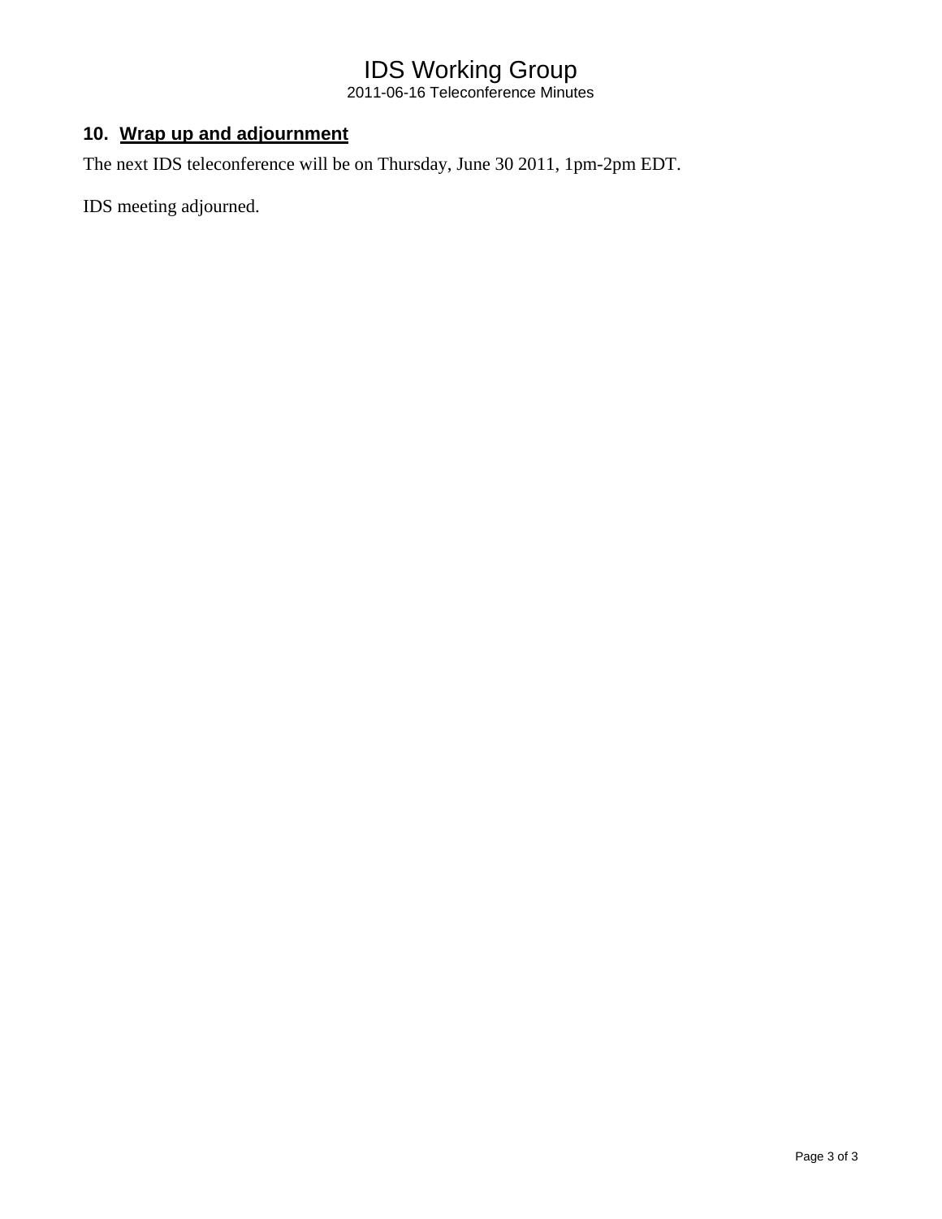## 10. Wrap up and adjournment

The next IDS teleconference will be on Thursday, June 30 2011, 1pm-2pm EDT.

IDS meeting adjourned.